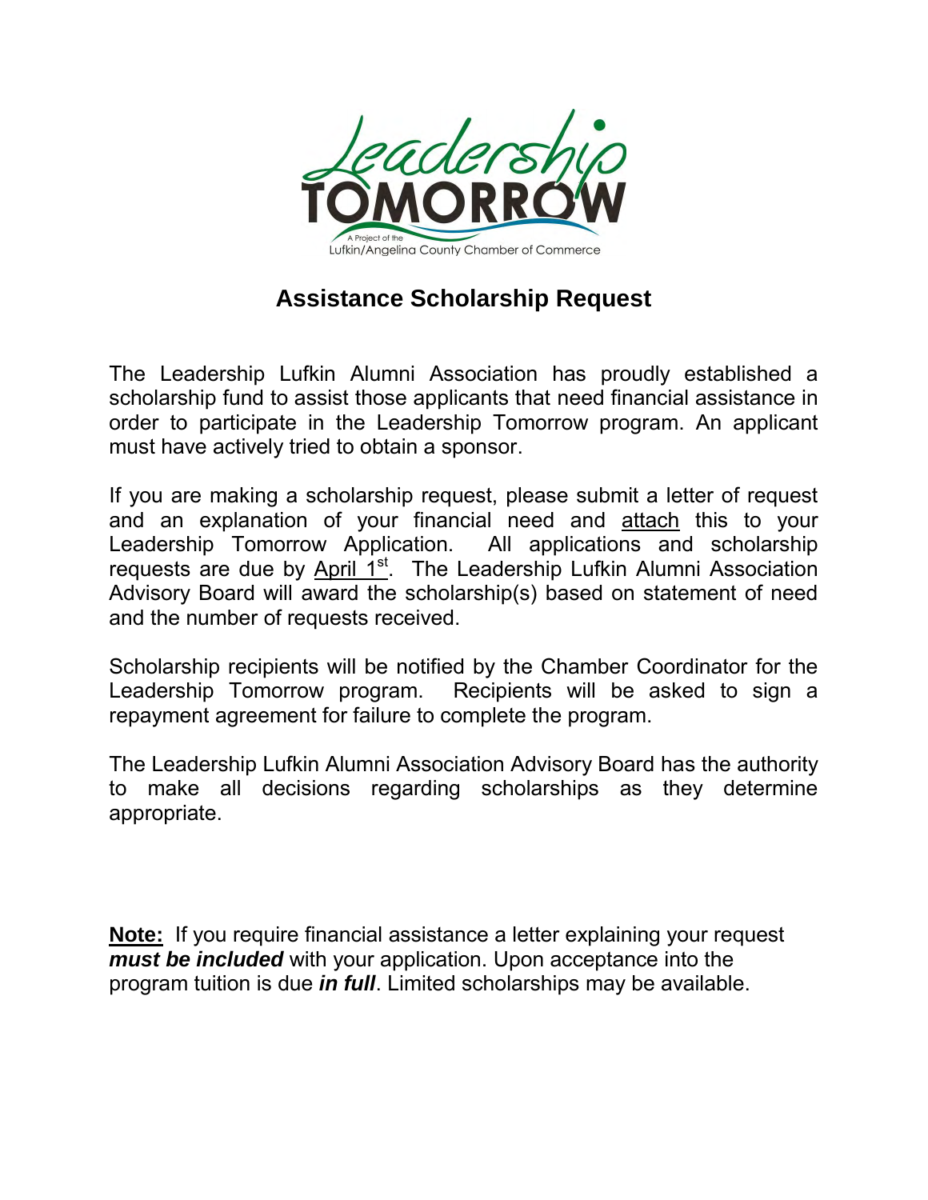Leadership TOMORROW

A Project of the Lufkin/Angelina County Chamber of Commerce

## Assistance Scholarship Request

The Leadership Lufkin Alumni Association has proudly established a scholarship fund to assist those applicants that need financial assistance in order to participate in the Leadership Tomorrow program. An applicant must have actively tried to obtain a sponsor.

If you are making a scholarship request, please submit a letter of request and an explanation of your financial need and attach this to your Leadership Tomorrow Application. All applications and scholarship requests are due by April 1st. The Leadership Lufkin Alumni Association Advisory Board will award the scholarship(s) based on statement of need and the number of requests received.

Scholarship recipients will be notified by the Chamber Coordinator for the Leadership Tomorrow program. Recipients will be asked to sign a repayment agreement for failure to complete the program.

The Leadership Lufkin Alumni Association Advisory Board has the authority to make all decisions regarding scholarships as they determine appropriate.

**Note:** If you require financial assistance a letter explaining your request ***must be included*** with your application. Upon acceptance into the program tuition is due ***in full***. Limited scholarships may be available.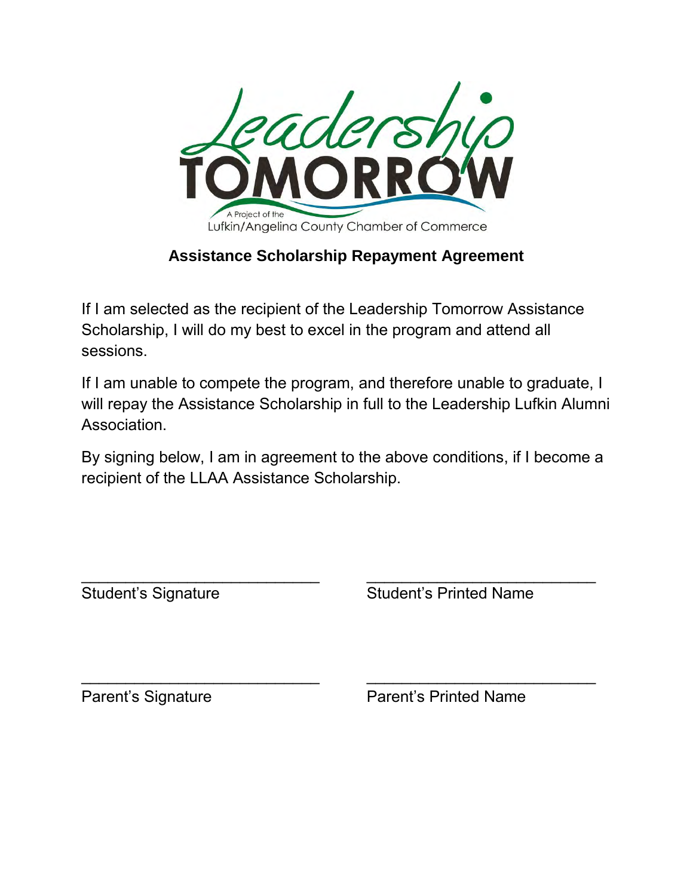Leadership TOMORROW

A Project of the Lufkin/Angelina County Chamber of Commerce

## Assistance Scholarship Repayment Agreement

If I am selected as the recipient of the Leadership Tomorrow Assistance Scholarship, I will do my best to excel in the program and attend all sessions.

If I am unable to compete the program, and therefore unable to graduate, I will repay the Assistance Scholarship in full to the Leadership Lufkin Alumni Association.

By signing below, I am in agreement to the above conditions, if I become a recipient of the LLAA Assistance Scholarship.

\_\_\_\_\_\_\_\_\_\_\_\_\_\_\_\_\_\_\_\_\_\_\_\_\_\_\_\_ Student's Signature

\_\_\_\_\_\_\_\_\_\_\_\_\_\_\_\_\_\_\_\_\_\_\_\_\_\_\_\_ Student's Printed Name

\_\_\_\_\_\_\_\_\_\_\_\_\_\_\_\_\_\_\_\_\_\_\_\_\_\_\_\_ Parent's Signature

\_\_\_\_\_\_\_\_\_\_\_\_\_\_\_\_\_\_\_\_\_\_\_\_\_\_\_\_ Parent's Printed Name